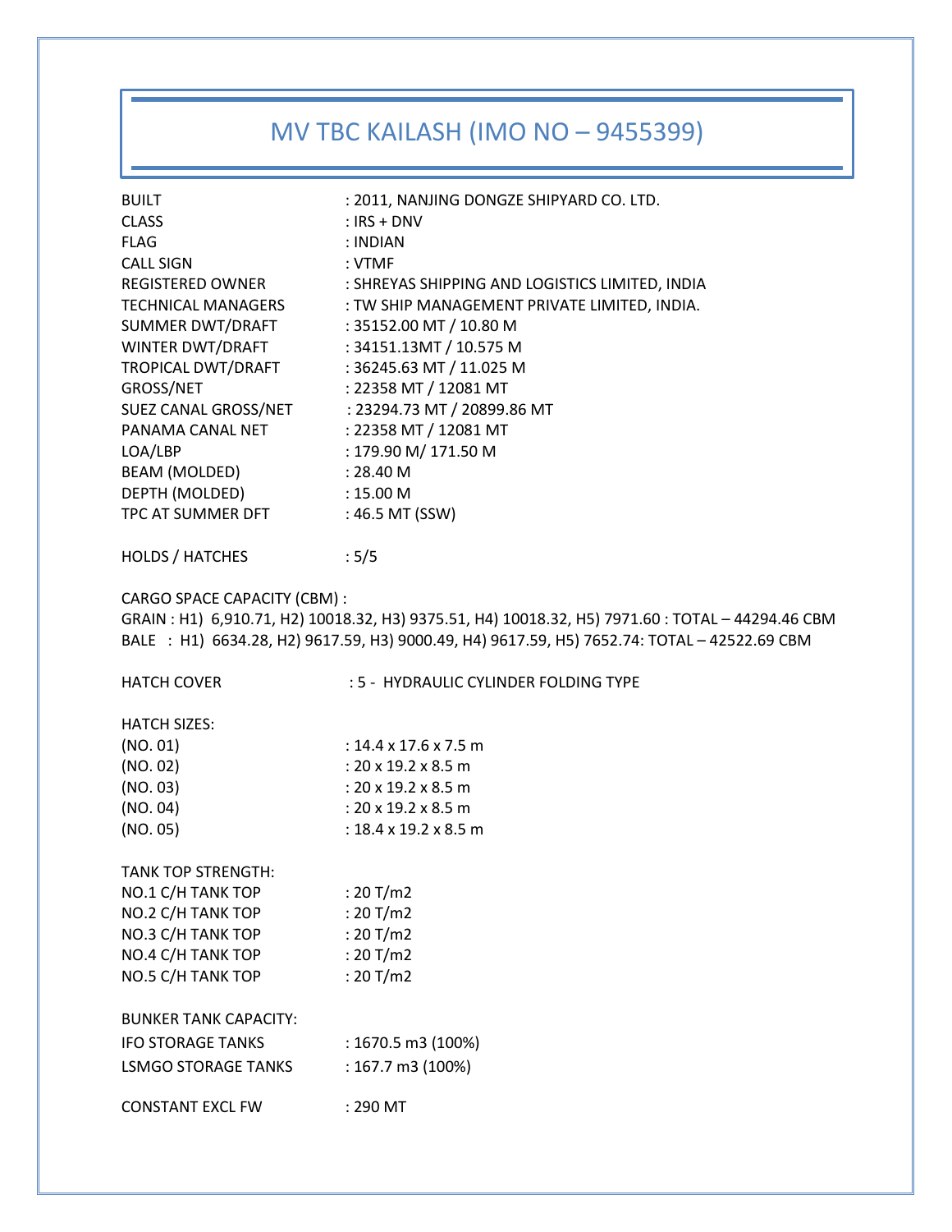# MV TBC KAILASH (IMO NO – 9455399)

BUILT : 2011, NANJING DONGZE SHIPYARD CO. LTD.
CLASS : IRS + DNV
FLAG : INDIAN
CALL SIGN : VTMF
REGISTERED OWNER : SHREYAS SHIPPING AND LOGISTICS LIMITED, INDIA
TECHNICAL MANAGERS : TW SHIP MANAGEMENT PRIVATE LIMITED, INDIA.
SUMMER DWT/DRAFT : 35152.00 MT / 10.80 M
WINTER DWT/DRAFT : 34151.13MT / 10.575 M
TROPICAL DWT/DRAFT : 36245.63 MT / 11.025 M
GROSS/NET : 22358 MT / 12081 MT
SUEZ CANAL GROSS/NET : 23294.73 MT / 20899.86 MT
PANAMA CANAL NET : 22358 MT / 12081 MT
LOA/LBP : 179.90 M/ 171.50 M
BEAM (MOLDED) : 28.40 M
DEPTH (MOLDED) : 15.00 M
TPC AT SUMMER DFT : 46.5 MT (SSW)

HOLDS / HATCHES : 5/5

CARGO SPACE CAPACITY (CBM) :
GRAIN : H1) 6,910.71, H2) 10018.32, H3) 9375.51, H4) 10018.32, H5) 7971.60 : TOTAL – 44294.46 CBM
BALE : H1) 6634.28, H2) 9617.59, H3) 9000.49, H4) 9617.59, H5) 7652.74: TOTAL – 42522.69 CBM

HATCH COVER : 5 - HYDRAULIC CYLINDER FOLDING TYPE

HATCH SIZES:
(NO. 01) : 14.4 x 17.6 x 7.5 m
(NO. 02) : 20 x 19.2 x 8.5 m
(NO. 03) : 20 x 19.2 x 8.5 m
(NO. 04) : 20 x 19.2 x 8.5 m
(NO. 05) : 18.4 x 19.2 x 8.5 m

TANK TOP STRENGTH:
NO.1 C/H TANK TOP : 20 T/m2
NO.2 C/H TANK TOP : 20 T/m2
NO.3 C/H TANK TOP : 20 T/m2
NO.4 C/H TANK TOP : 20 T/m2
NO.5 C/H TANK TOP : 20 T/m2

BUNKER TANK CAPACITY:
IFO STORAGE TANKS : 1670.5 m3 (100%)
LSMGO STORAGE TANKS : 167.7 m3 (100%)

CONSTANT EXCL FW : 290 MT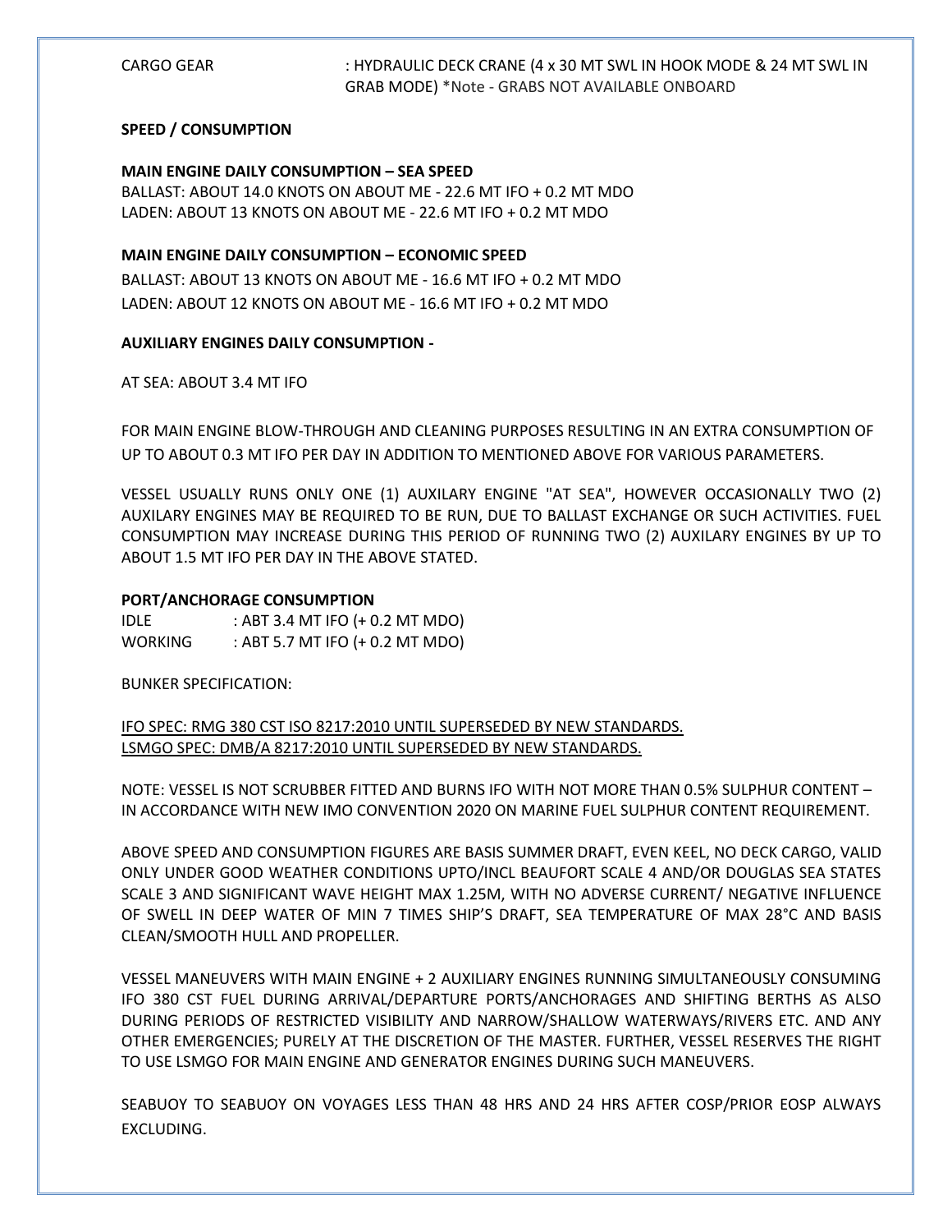CARGO GEAR : HYDRAULIC DECK CRANE (4 x 30 MT SWL IN HOOK MODE & 24 MT SWL IN GRAB MODE) *Note - GRABS NOT AVAILABLE ONBOARD

**SPEED / CONSUMPTION**

**MAIN ENGINE DAILY CONSUMPTION – SEA SPEED**

BALLAST: ABOUT 14.0 KNOTS ON ABOUT ME - 22.6 MT IFO + 0.2 MT MDO
LADEN: ABOUT 13 KNOTS ON ABOUT ME - 22.6 MT IFO + 0.2 MT MDO

**MAIN ENGINE DAILY CONSUMPTION – ECONOMIC SPEED**

BALLAST: ABOUT 13 KNOTS ON ABOUT ME - 16.6 MT IFO + 0.2 MT MDO
LADEN: ABOUT 12 KNOTS ON ABOUT ME - 16.6 MT IFO + 0.2 MT MDO

**AUXILIARY ENGINES DAILY CONSUMPTION -**

AT SEA: ABOUT 3.4 MT IFO

FOR MAIN ENGINE BLOW-THROUGH AND CLEANING PURPOSES RESULTING IN AN EXTRA CONSUMPTION OF UP TO ABOUT 0.3 MT IFO PER DAY IN ADDITION TO MENTIONED ABOVE FOR VARIOUS PARAMETERS.

VESSEL USUALLY RUNS ONLY ONE (1) AUXILARY ENGINE "AT SEA", HOWEVER OCCASIONALLY TWO (2) AUXILARY ENGINES MAY BE REQUIRED TO BE RUN, DUE TO BALLAST EXCHANGE OR SUCH ACTIVITIES. FUEL CONSUMPTION MAY INCREASE DURING THIS PERIOD OF RUNNING TWO (2) AUXILARY ENGINES BY UP TO ABOUT 1.5 MT IFO PER DAY IN THE ABOVE STATED.

**PORT/ANCHORAGE CONSUMPTION**

IDLE : ABT 3.4 MT IFO (+ 0.2 MT MDO)
WORKING : ABT 5.7 MT IFO (+ 0.2 MT MDO)

BUNKER SPECIFICATION:

IFO SPEC: RMG 380 CST ISO 8217:2010 UNTIL SUPERSEDED BY NEW STANDARDS.
LSMGO SPEC: DMB/A 8217:2010 UNTIL SUPERSEDED BY NEW STANDARDS.

NOTE: VESSEL IS NOT SCRUBBER FITTED AND BURNS IFO WITH NOT MORE THAN 0.5% SULPHUR CONTENT – IN ACCORDANCE WITH NEW IMO CONVENTION 2020 ON MARINE FUEL SULPHUR CONTENT REQUIREMENT.

ABOVE SPEED AND CONSUMPTION FIGURES ARE BASIS SUMMER DRAFT, EVEN KEEL, NO DECK CARGO, VALID ONLY UNDER GOOD WEATHER CONDITIONS UPTO/INCL BEAUFORT SCALE 4 AND/OR DOUGLAS SEA STATES SCALE 3 AND SIGNIFICANT WAVE HEIGHT MAX 1.25M, WITH NO ADVERSE CURRENT/ NEGATIVE INFLUENCE OF SWELL IN DEEP WATER OF MIN 7 TIMES SHIP'S DRAFT, SEA TEMPERATURE OF MAX 28°C AND BASIS CLEAN/SMOOTH HULL AND PROPELLER.

VESSEL MANEUVERS WITH MAIN ENGINE + 2 AUXILIARY ENGINES RUNNING SIMULTANEOUSLY CONSUMING IFO 380 CST FUEL DURING ARRIVAL/DEPARTURE PORTS/ANCHORAGES AND SHIFTING BERTHS AS ALSO DURING PERIODS OF RESTRICTED VISIBILITY AND NARROW/SHALLOW WATERWAYS/RIVERS ETC. AND ANY OTHER EMERGENCIES; PURELY AT THE DISCRETION OF THE MASTER. FURTHER, VESSEL RESERVES THE RIGHT TO USE LSMGO FOR MAIN ENGINE AND GENERATOR ENGINES DURING SUCH MANEUVERS.

SEABUOY TO SEABUOY ON VOYAGES LESS THAN 48 HRS AND 24 HRS AFTER COSP/PRIOR EOSP ALWAYS EXCLUDING.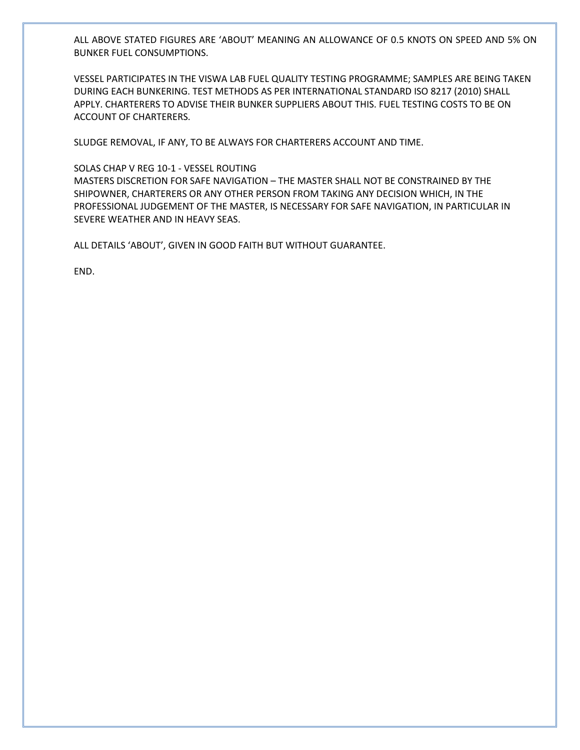ALL ABOVE STATED FIGURES ARE 'ABOUT' MEANING AN ALLOWANCE OF 0.5 KNOTS ON SPEED AND 5% ON BUNKER FUEL CONSUMPTIONS.

VESSEL PARTICIPATES IN THE VISWA LAB FUEL QUALITY TESTING PROGRAMME; SAMPLES ARE BEING TAKEN DURING EACH BUNKERING. TEST METHODS AS PER INTERNATIONAL STANDARD ISO 8217 (2010) SHALL APPLY. CHARTERERS TO ADVISE THEIR BUNKER SUPPLIERS ABOUT THIS. FUEL TESTING COSTS TO BE ON ACCOUNT OF CHARTERERS.

SLUDGE REMOVAL, IF ANY, TO BE ALWAYS FOR CHARTERERS ACCOUNT AND TIME.

SOLAS CHAP V REG 10-1 - VESSEL ROUTING
MASTERS DISCRETION FOR SAFE NAVIGATION – THE MASTER SHALL NOT BE CONSTRAINED BY THE SHIPOWNER, CHARTERERS OR ANY OTHER PERSON FROM TAKING ANY DECISION WHICH, IN THE PROFESSIONAL JUDGEMENT OF THE MASTER, IS NECESSARY FOR SAFE NAVIGATION, IN PARTICULAR IN SEVERE WEATHER AND IN HEAVY SEAS.

ALL DETAILS 'ABOUT', GIVEN IN GOOD FAITH BUT WITHOUT GUARANTEE.

END.